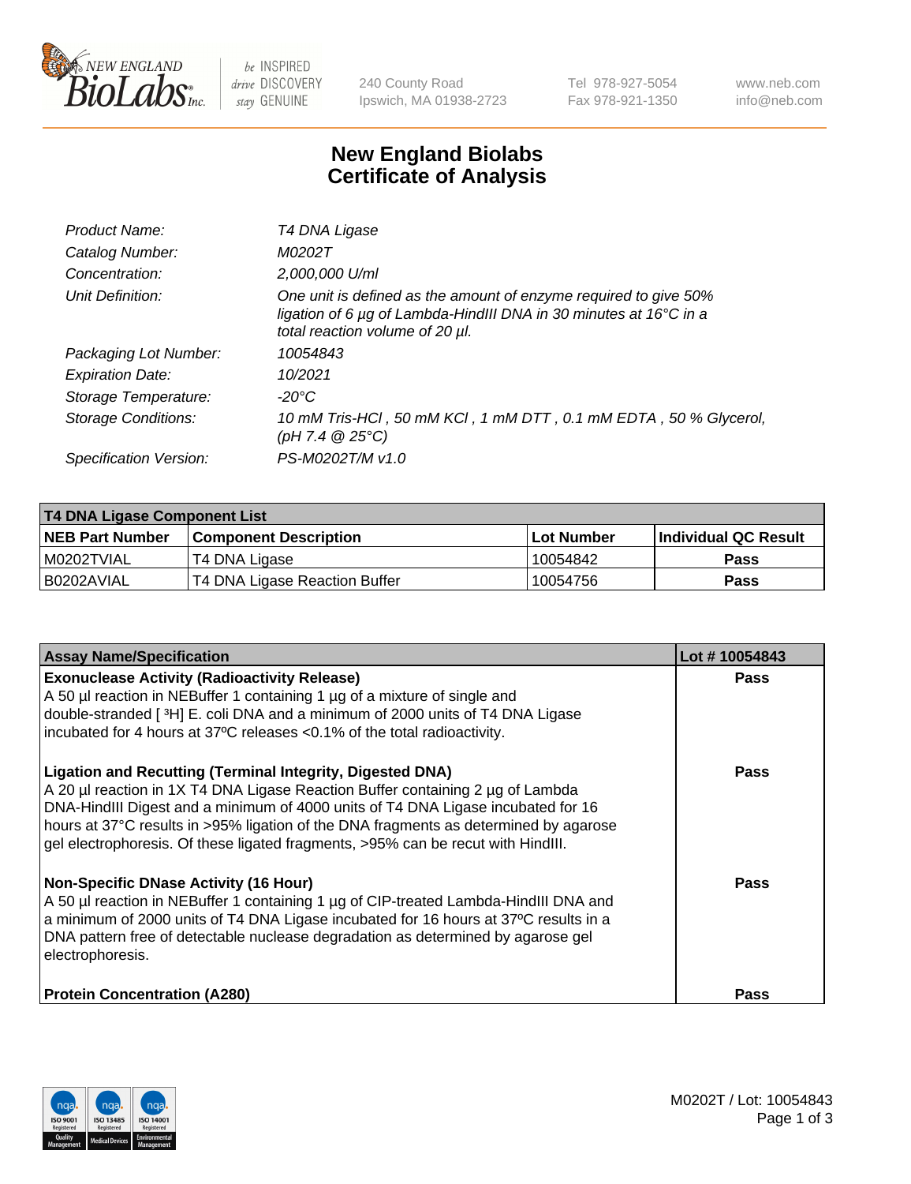# New England Biolabs Certificate of Analysis

| | |
|---|---|
| *Product Name:* | *T4 DNA Ligase* |
| *Catalog Number:* | *M0202T* |
| *Concentration:* | *2,000,000 U/ml* |
| *Unit Definition:* | *One unit is defined as the amount of enzyme required to give 50% ligation of 6 µg of Lambda-HindIII DNA in 30 minutes at 16°C in a total reaction volume of 20 µl.* |
| *Packaging Lot Number:* | *10054843* |
| *Expiration Date:* | *10/2021* |
| *Storage Temperature:* | *-20°C* |
| *Storage Conditions:* | *10 mM Tris-HCl , 50 mM KCl , 1 mM DTT , 0.1 mM EDTA , 50 % Glycerol, (pH 7.4 @ 25°C)* |
| *Specification Version:* | *PS-M0202T/M v1.0* |

| **T4 DNA Ligase Component List** | | | |
|---|---|---|---|
| **NEB Part Number** | **Component Description** | **Lot Number** | **Individual QC Result** |
| M0202TVIAL | T4 DNA Ligase | 10054842 | **Pass** |
| B0202AVIAL | T4 DNA Ligase Reaction Buffer | 10054756 | **Pass** |

| **Assay Name/Specification** | **Lot # 10054843** |
|---|---|
| **Exonuclease Activity (Radioactivity Release)** A 50 µl reaction in NEBuffer 1 containing 1 µg of a mixture of single and double-stranded [ $^3$H] E. coli DNA and a minimum of 2000 units of T4 DNA Ligase incubated for 4 hours at 37ºC releases <0.1% of the total radioactivity. | **Pass** |
| **Ligation and Recutting (Terminal Integrity, Digested DNA)** A 20 µl reaction in 1X T4 DNA Ligase Reaction Buffer containing 2 µg of Lambda DNA-HindIII Digest and a minimum of 4000 units of T4 DNA Ligase incubated for 16 hours at 37°C results in >95% ligation of the DNA fragments as determined by agarose gel electrophoresis. Of these ligated fragments, >95% can be recut with HindIII. | **Pass** |
| **Non-Specific DNase Activity (16 Hour)** A 50 µl reaction in NEBuffer 1 containing 1 µg of CIP-treated Lambda-HindIII DNA and a minimum of 2000 units of T4 DNA Ligase incubated for 16 hours at 37ºC results in a DNA pattern free of detectable nuclease degradation as determined by agarose gel electrophoresis. | **Pass** |
| **Protein Concentration (A280)** | **Pass** |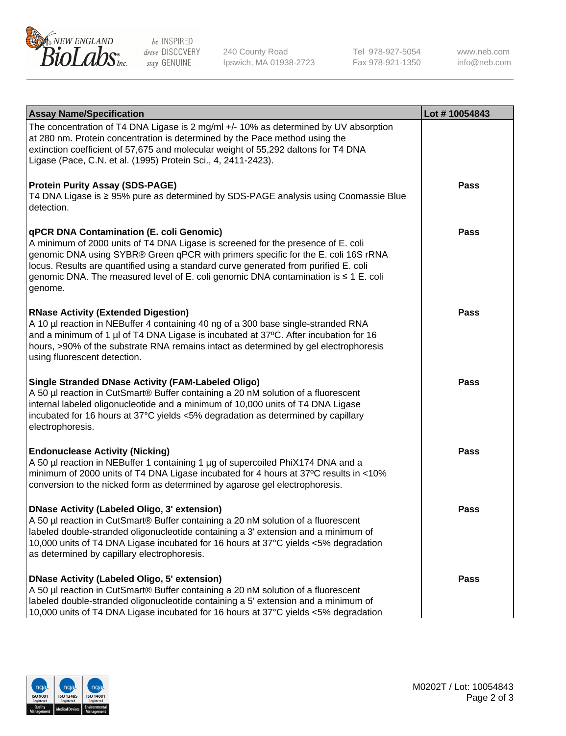| Assay Name/Specification | Lot # 10054843 |
| --- | --- |
| The concentration of T4 DNA Ligase is 2 mg/ml +/- 10% as determined by UV absorption at 280 nm. Protein concentration is determined by the Pace method using the extinction coefficient of 57,675 and molecular weight of 55,292 daltons for T4 DNA Ligase (Pace, C.N. et al. (1995) Protein Sci., 4, 2411-2423). | |
| **Protein Purity Assay (SDS-PAGE)**<br>T4 DNA Ligase is ≥ 95% pure as determined by SDS-PAGE analysis using Coomassie Blue detection. | **Pass** |
| **qPCR DNA Contamination (E. coli Genomic)**<br>A minimum of 2000 units of T4 DNA Ligase is screened for the presence of E. coli genomic DNA using SYBR® Green qPCR with primers specific for the E. coli 16S rRNA locus. Results are quantified using a standard curve generated from purified E. coli genomic DNA. The measured level of E. coli genomic DNA contamination is ≤ 1 E. coli genome. | **Pass** |
| **RNase Activity (Extended Digestion)**<br>A 10 µl reaction in NEBuffer 4 containing 40 ng of a 300 base single-stranded RNA and a minimum of 1 µl of T4 DNA Ligase is incubated at 37ºC. After incubation for 16 hours, >90% of the substrate RNA remains intact as determined by gel electrophoresis using fluorescent detection. | **Pass** |
| **Single Stranded DNase Activity (FAM-Labeled Oligo)**<br>A 50 µl reaction in CutSmart® Buffer containing a 20 nM solution of a fluorescent internal labeled oligonucleotide and a minimum of 10,000 units of T4 DNA Ligase incubated for 16 hours at 37°C yields <5% degradation as determined by capillary electrophoresis. | **Pass** |
| **Endonuclease Activity (Nicking)**<br>A 50 µl reaction in NEBuffer 1 containing 1 µg of supercoiled PhiX174 DNA and a minimum of 2000 units of T4 DNA Ligase incubated for 4 hours at 37ºC results in <10% conversion to the nicked form as determined by agarose gel electrophoresis. | **Pass** |
| **DNase Activity (Labeled Oligo, 3' extension)**<br>A 50 µl reaction in CutSmart® Buffer containing a 20 nM solution of a fluorescent labeled double-stranded oligonucleotide containing a 3' extension and a minimum of 10,000 units of T4 DNA Ligase incubated for 16 hours at 37°C yields <5% degradation as determined by capillary electrophoresis. | **Pass** |
| **DNase Activity (Labeled Oligo, 5' extension)**<br>A 50 µl reaction in CutSmart® Buffer containing a 20 nM solution of a fluorescent labeled double-stranded oligonucleotide containing a 5' extension and a minimum of 10,000 units of T4 DNA Ligase incubated for 16 hours at 37°C yields <5% degradation | **Pass** |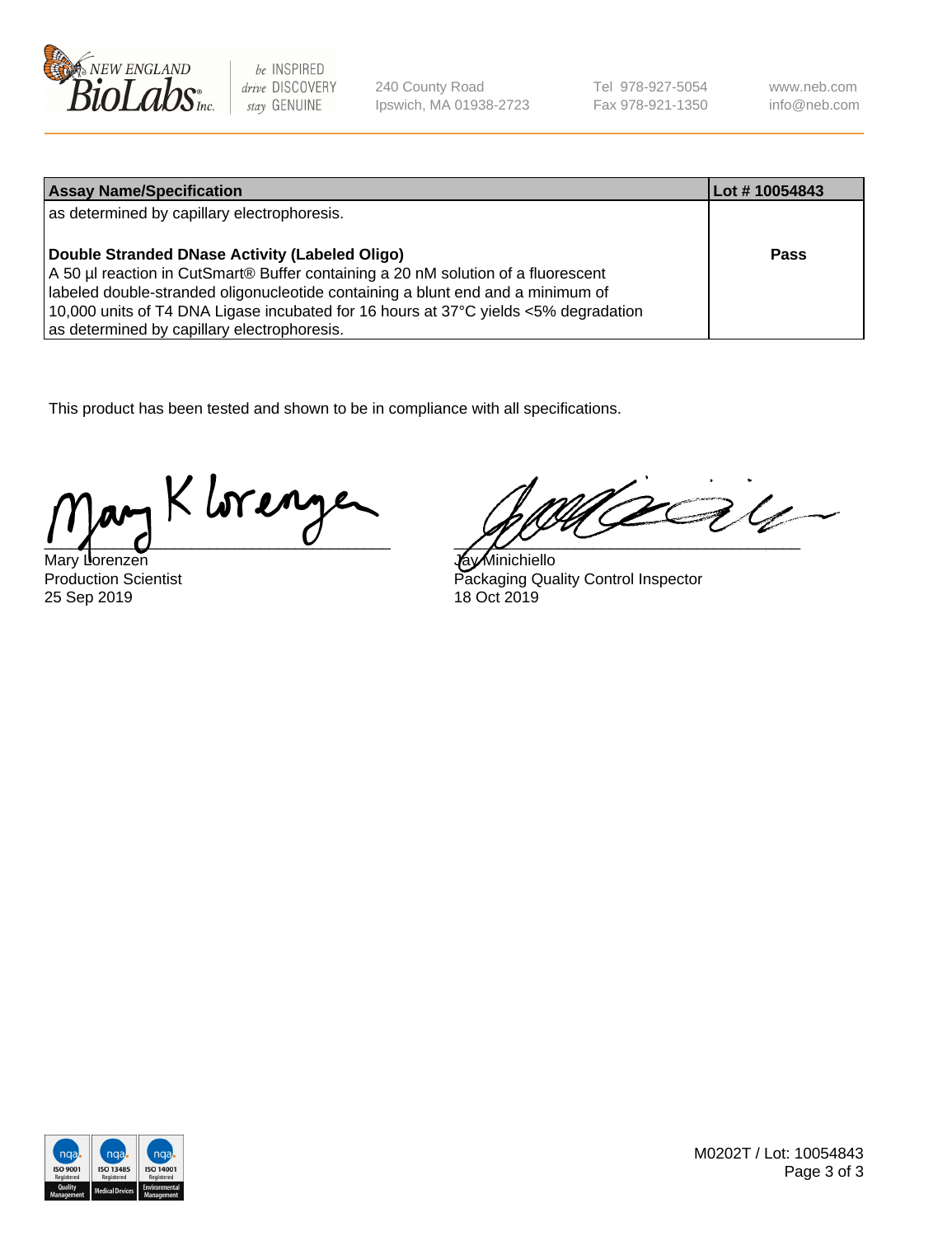| Assay Name/Specification | Lot # 10054843 |
| --- | --- |
| as determined by capillary electrophoresis. | |
| **Double Stranded DNase Activity (Labeled Oligo)**<br>A 50 µl reaction in CutSmart® Buffer containing a 20 nM solution of a fluorescent labeled double-stranded oligonucleotide containing a blunt end and a minimum of 10,000 units of T4 DNA Ligase incubated for 16 hours at 37°C yields <5% degradation as determined by capillary electrophoresis. | **Pass** |

This product has been tested and shown to be in compliance with all specifications.

Mary Lorenzen
Production Scientist
25 Sep 2019

Jay Minichiello
Packaging Quality Control Inspector
18 Oct 2019

M0202T / Lot: 10054843